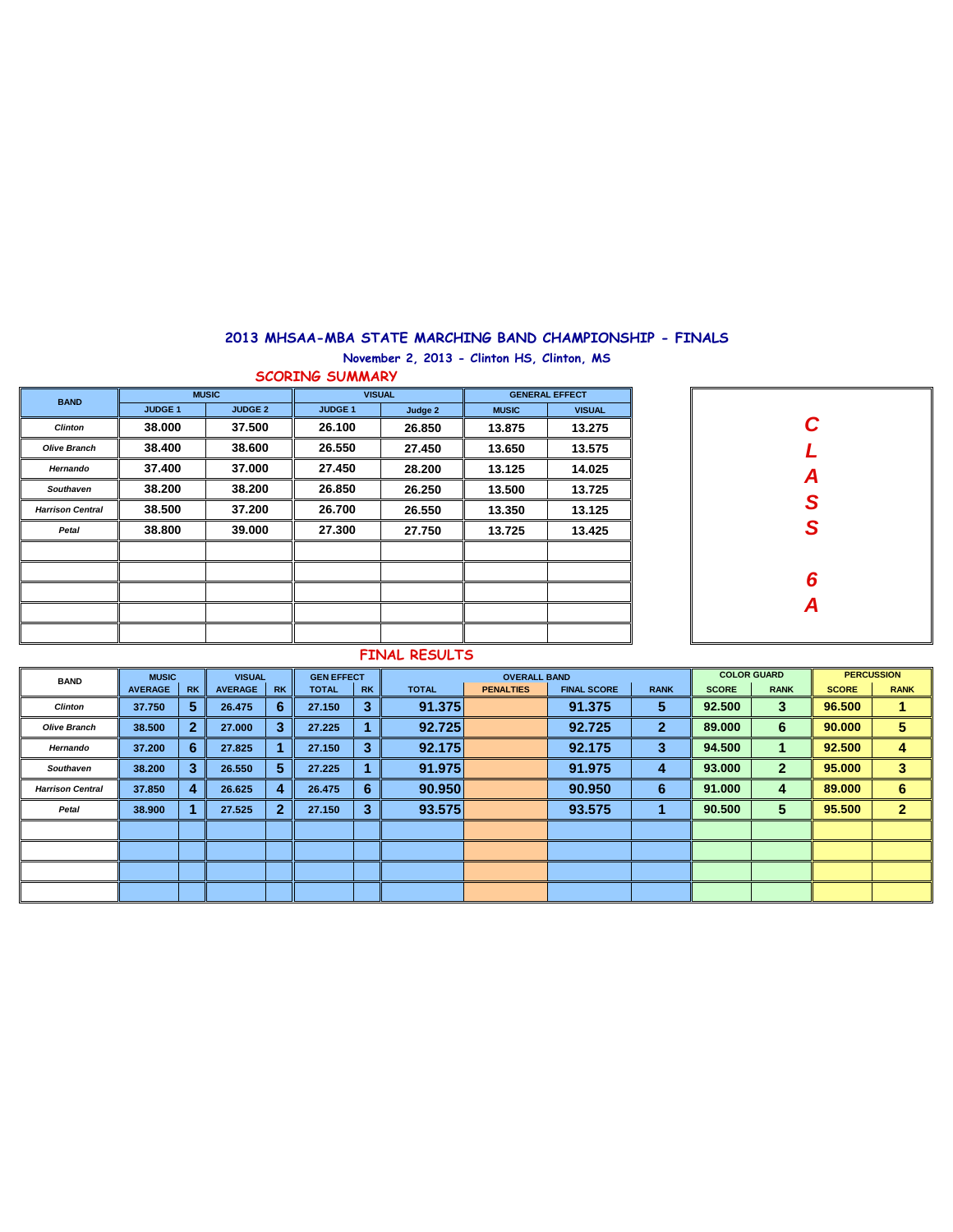# 2013 MHSAA-MBA STATE MARCHING BAND CHAMPIONSHIP - FINALS

### November 2, 2013 - Clinton HS, Clinton, MS

## SCORING SUMMARY

**CLASS 6A**

| BAND | MUSIC | | VISUAL | | GENERAL EFFECT | |
|---|---|---|---|---|---|---|
| | JUDGE 1 | JUDGE 2 | JUDGE 1 | Judge 2 | MUSIC | VISUAL |
| *Clinton* | 38.000 | 37.500 | 26.100 | 26.850 | 13.875 | 13.275 |
| *Olive Branch* | 38.400 | 38.600 | 26.550 | 27.450 | 13.650 | 13.575 |
| *Hernando* | 37.400 | 37.000 | 27.450 | 28.200 | 13.125 | 14.025 |
| *Southaven* | 38.200 | 38.200 | 26.850 | 26.250 | 13.500 | 13.725 |
| *Harrison Central* | 38.500 | 37.200 | 26.700 | 26.550 | 13.350 | 13.125 |
| *Petal* | 38.800 | 39.000 | 27.300 | 27.750 | 13.725 | 13.425 |

## FINAL RESULTS

| BAND | MUSIC | | VISUAL | | GEN EFFECT | | OVERALL BAND | | | | COLOR GUARD | | PERCUSSION | |
|---|---|---|---|---|---|---|---|---|---|---|---|---|---|---|
| | AVERAGE | RK | AVERAGE | RK | TOTAL | RK | TOTAL | PENALTIES | FINAL SCORE | RANK | SCORE | RANK | SCORE | RANK |
| *Clinton* | 37.750 | 5 | 26.475 | 6 | 27.150 | 3 | 91.375 | | 91.375 | 5 | 92.500 | 3 | 96.500 | 1 |
| *Olive Branch* | 38.500 | 2 | 27.000 | 3 | 27.225 | 1 | 92.725 | | 92.725 | 2 | 89.000 | 6 | 90.000 | 5 |
| *Hernando* | 37.200 | 6 | 27.825 | 1 | 27.150 | 3 | 92.175 | | 92.175 | 3 | 94.500 | 1 | 92.500 | 4 |
| *Southaven* | 38.200 | 3 | 26.550 | 5 | 27.225 | 1 | 91.975 | | 91.975 | 4 | 93.000 | 2 | 95.000 | 3 |
| *Harrison Central* | 37.850 | 4 | 26.625 | 4 | 26.475 | 6 | 90.950 | | 90.950 | 6 | 91.000 | 4 | 89.000 | 6 |
| *Petal* | 38.900 | 1 | 27.525 | 2 | 27.150 | 3 | 93.575 | | 93.575 | 1 | 90.500 | 5 | 95.500 | 2 |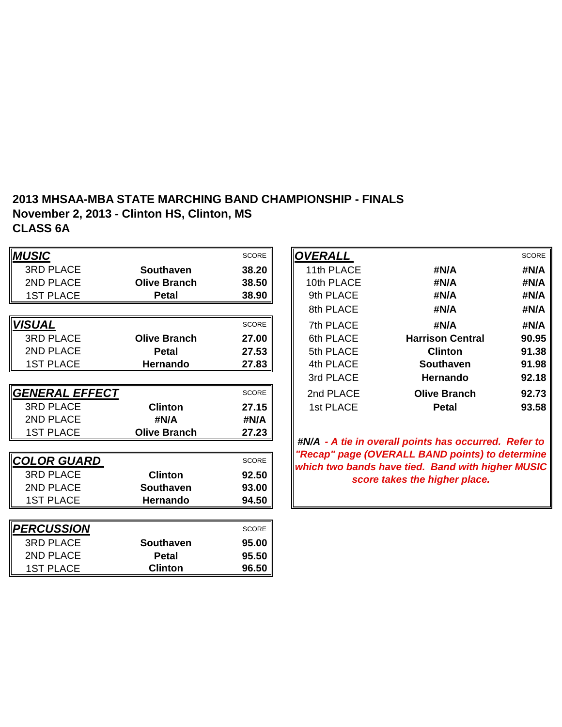**2013 MHSAA-MBA STATE MARCHING BAND CHAMPIONSHIP - FINALS**
**November 2, 2013 - Clinton HS, Clinton, MS**
**CLASS 6A**

| ***MUSIC*** | | SCORE |
|---|---|---|
| 3RD PLACE | **Southaven** | **38.20** |
| 2ND PLACE | **Olive Branch** | **38.50** |
| 1ST PLACE | **Petal** | **38.90** |

| ***VISUAL*** | | SCORE |
|---|---|---|
| 3RD PLACE | **Olive Branch** | **27.00** |
| 2ND PLACE | **Petal** | **27.53** |
| 1ST PLACE | **Hernando** | **27.83** |

| ***GENERAL EFFECT*** | | SCORE |
|---|---|---|
| 3RD PLACE | **Clinton** | **27.15** |
| 2ND PLACE | **#N/A** | **#N/A** |
| 1ST PLACE | **Olive Branch** | **27.23** |

| ***COLOR GUARD*** | | SCORE |
|---|---|---|
| 3RD PLACE | **Clinton** | **92.50** |
| 2ND PLACE | **Southaven** | **93.00** |
| 1ST PLACE | **Hernando** | **94.50** |

| ***PERCUSSION*** | | SCORE |
|---|---|---|
| 3RD PLACE | **Southaven** | **95.00** |
| 2ND PLACE | **Petal** | **95.50** |
| 1ST PLACE | **Clinton** | **96.50** |

| ***OVERALL*** | | SCORE |
|---|---|---|
| 11th PLACE | **#N/A** | **#N/A** |
| 10th PLACE | **#N/A** | **#N/A** |
| 9th PLACE | **#N/A** | **#N/A** |
| 8th PLACE | **#N/A** | **#N/A** |
| 7th PLACE | **#N/A** | **#N/A** |
| 6th PLACE | **Harrison Central** | **90.95** |
| 5th PLACE | **Clinton** | **91.38** |
| 4th PLACE | **Southaven** | **91.98** |
| 3rd PLACE | **Hernando** | **92.18** |
| 2nd PLACE | **Olive Branch** | **92.73** |
| 1st PLACE | **Petal** | **93.58** |

***#N/A - A tie in overall points has occurred. Refer to "Recap" page (OVERALL BAND points) to determine which two bands have tied. Band with higher MUSIC score takes the higher place.***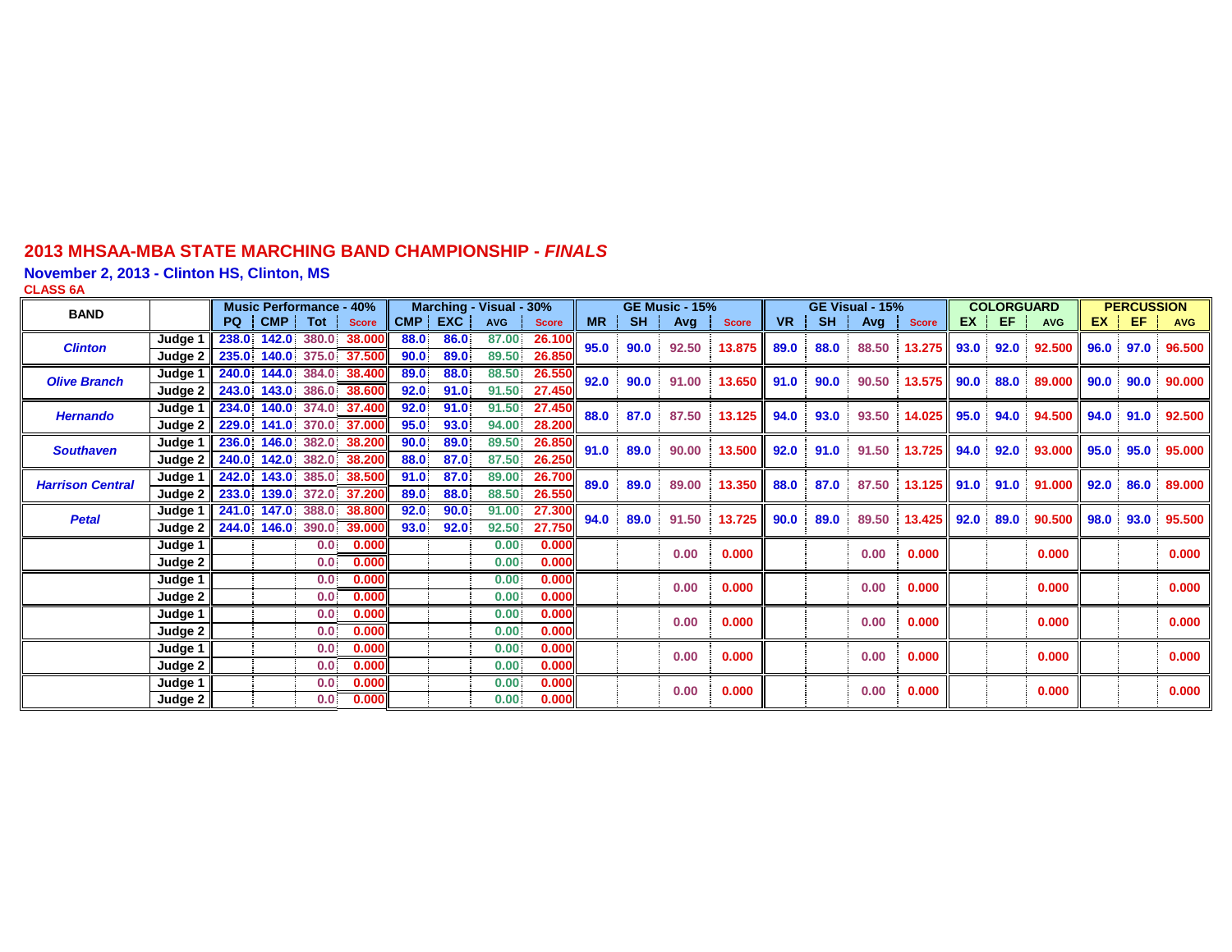# 2013 MHSAA-MBA STATE MARCHING BAND CHAMPIONSHIP - *FINALS*

## November 2, 2013 - Clinton HS, Clinton, MS

### CLASS 6A

| BAND | | Music Performance - 40% | | | | Marching - Visual - 30% | | | | GE Music - 15% | | | | GE Visual - 15% | | | | COLORGUARD | | | PERCUSSION | | |
|---|---|---|---|---|---|---|---|---|---|---|---|---|---|---|---|---|---|---|---|---|---|---|---|
| | | PQ | CMP | Tot | Score | CMP | EXC | AVG | Score | MR | SH | Avg | Score | VR | SH | Avg | Score | EX | EF | AVG | EX | EF | AVG |
| *Clinton* | Judge 1 | 238.0 | 142.0 | 380.0 | 38.000 | 88.0 | 86.0 | 87.00 | 26.100 | 95.0 | 90.0 | 92.50 | 13.875 | 89.0 | 88.0 | 88.50 | 13.275 | 93.0 | 92.0 | 92.500 | 96.0 | 97.0 | 96.500 |
| | Judge 2 | 235.0 | 140.0 | 375.0 | 37.500 | 90.0 | 89.0 | 89.50 | 26.850 | | | | | | | | | | | | | | |
| *Olive Branch* | Judge 1 | 240.0 | 144.0 | 384.0 | 38.400 | 89.0 | 88.0 | 88.50 | 26.550 | 92.0 | 90.0 | 91.00 | 13.650 | 91.0 | 90.0 | 90.50 | 13.575 | 90.0 | 88.0 | 89.000 | 90.0 | 90.0 | 90.000 |
| | Judge 2 | 243.0 | 143.0 | 386.0 | 38.600 | 92.0 | 91.0 | 91.50 | 27.450 | | | | | | | | | | | | | | |
| *Hernando* | Judge 1 | 234.0 | 140.0 | 374.0 | 37.400 | 92.0 | 91.0 | 91.50 | 27.450 | 88.0 | 87.0 | 87.50 | 13.125 | 94.0 | 93.0 | 93.50 | 14.025 | 95.0 | 94.0 | 94.500 | 94.0 | 91.0 | 92.500 |
| | Judge 2 | 229.0 | 141.0 | 370.0 | 37.000 | 95.0 | 93.0 | 94.00 | 28.200 | | | | | | | | | | | | | | |
| *Southaven* | Judge 1 | 236.0 | 146.0 | 382.0 | 38.200 | 90.0 | 89.0 | 89.50 | 26.850 | 91.0 | 89.0 | 90.00 | 13.500 | 92.0 | 91.0 | 91.50 | 13.725 | 94.0 | 92.0 | 93.000 | 95.0 | 95.0 | 95.000 |
| | Judge 2 | 240.0 | 142.0 | 382.0 | 38.200 | 88.0 | 87.0 | 87.50 | 26.250 | | | | | | | | | | | | | | |
| *Harrison Central* | Judge 1 | 242.0 | 143.0 | 385.0 | 38.500 | 91.0 | 87.0 | 89.00 | 26.700 | 89.0 | 89.0 | 89.00 | 13.350 | 88.0 | 87.0 | 87.50 | 13.125 | 91.0 | 91.0 | 91.000 | 92.0 | 86.0 | 89.000 |
| | Judge 2 | 233.0 | 139.0 | 372.0 | 37.200 | 89.0 | 88.0 | 88.50 | 26.550 | | | | | | | | | | | | | | |
| *Petal* | Judge 1 | 241.0 | 147.0 | 388.0 | 38.800 | 92.0 | 90.0 | 91.00 | 27.300 | 94.0 | 89.0 | 91.50 | 13.725 | 90.0 | 89.0 | 89.50 | 13.425 | 92.0 | 89.0 | 90.500 | 98.0 | 93.0 | 95.500 |
| | Judge 2 | 244.0 | 146.0 | 390.0 | 39.000 | 93.0 | 92.0 | 92.50 | 27.750 | | | | | | | | | | | | | | |
| | Judge 1 | | | 0.0 | 0.000 | | | 0.00 | 0.000 | | | 0.00 | 0.000 | | | 0.00 | 0.000 | | | 0.000 | | | 0.000 |
| | Judge 2 | | | 0.0 | 0.000 | | | 0.00 | 0.000 | | | | | | | | | | | | | | |
| | Judge 1 | | | 0.0 | 0.000 | | | 0.00 | 0.000 | | | 0.00 | 0.000 | | | 0.00 | 0.000 | | | 0.000 | | | 0.000 |
| | Judge 2 | | | 0.0 | 0.000 | | | 0.00 | 0.000 | | | | | | | | | | | | | | |
| | Judge 1 | | | 0.0 | 0.000 | | | 0.00 | 0.000 | | | 0.00 | 0.000 | | | 0.00 | 0.000 | | | 0.000 | | | 0.000 |
| | Judge 2 | | | 0.0 | 0.000 | | | 0.00 | 0.000 | | | | | | | | | | | | | | |
| | Judge 1 | | | 0.0 | 0.000 | | | 0.00 | 0.000 | | | 0.00 | 0.000 | | | 0.00 | 0.000 | | | 0.000 | | | 0.000 |
| | Judge 2 | | | 0.0 | 0.000 | | | 0.00 | 0.000 | | | | | | | | | | | | | | |
| | Judge 1 | | | 0.0 | 0.000 | | | 0.00 | 0.000 | | | 0.00 | 0.000 | | | 0.00 | 0.000 | | | 0.000 | | | 0.000 |
| | Judge 2 | | | 0.0 | 0.000 | | | 0.00 | 0.000 | | | | | | | | | | | | | | |